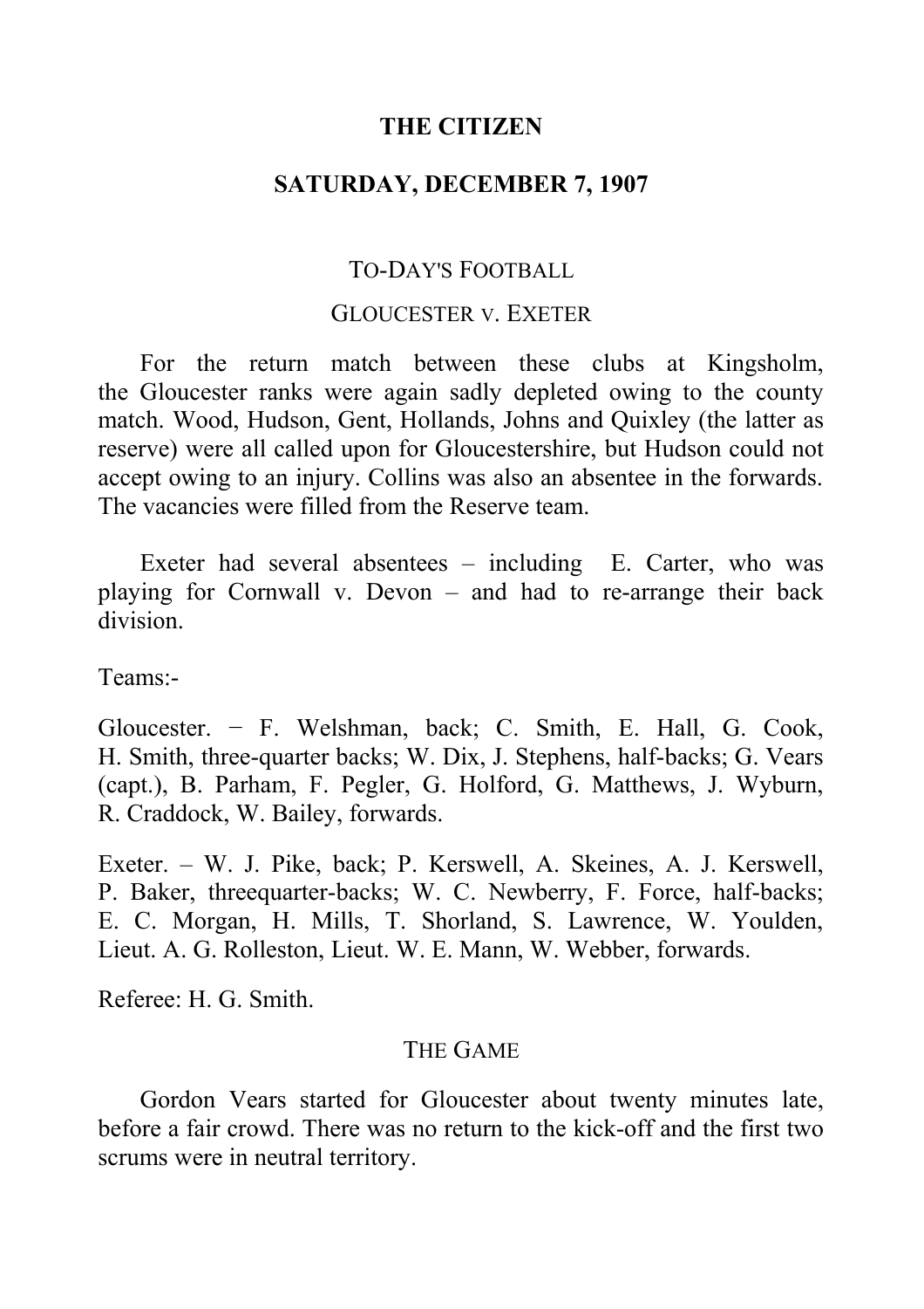# THE CITIZEN

## SATURDAY, DECEMBER 7, 1907

### TO-DAY'S FOOTBALL

### GLOUCESTER v. EXETER

For the return match between these clubs at Kingsholm, the Gloucester ranks were again sadly depleted owing to the county match. Wood, Hudson, Gent, Hollands, Johns and Quixley (the latter as reserve) were all called upon for Gloucestershire, but Hudson could not accept owing to an injury. Collins was also an absentee in the forwards. The vacancies were filled from the Reserve team.

Exeter had several absentees – including E. Carter, who was playing for Cornwall v. Devon – and had to re-arrange their back division.

Teams:-

Gloucester. − F. Welshman, back; C. Smith, E. Hall, G. Cook, H. Smith, three-quarter backs; W. Dix, J. Stephens, half-backs; G. Vears (capt.), B. Parham, F. Pegler, G. Holford, G. Matthews, J. Wyburn, R. Craddock, W. Bailey, forwards.

Exeter. – W. J. Pike, back; P. Kerswell, A. Skeines, A. J. Kerswell, P. Baker, threequarter-backs; W. C. Newberry, F. Force, half-backs; E. C. Morgan, H. Mills, T. Shorland, S. Lawrence, W. Youlden, Lieut. A. G. Rolleston, Lieut. W. E. Mann, W. Webber, forwards.

Referee: H. G. Smith.

### THE GAME

Gordon Vears started for Gloucester about twenty minutes late, before a fair crowd. There was no return to the kick-off and the first two scrums were in neutral territory.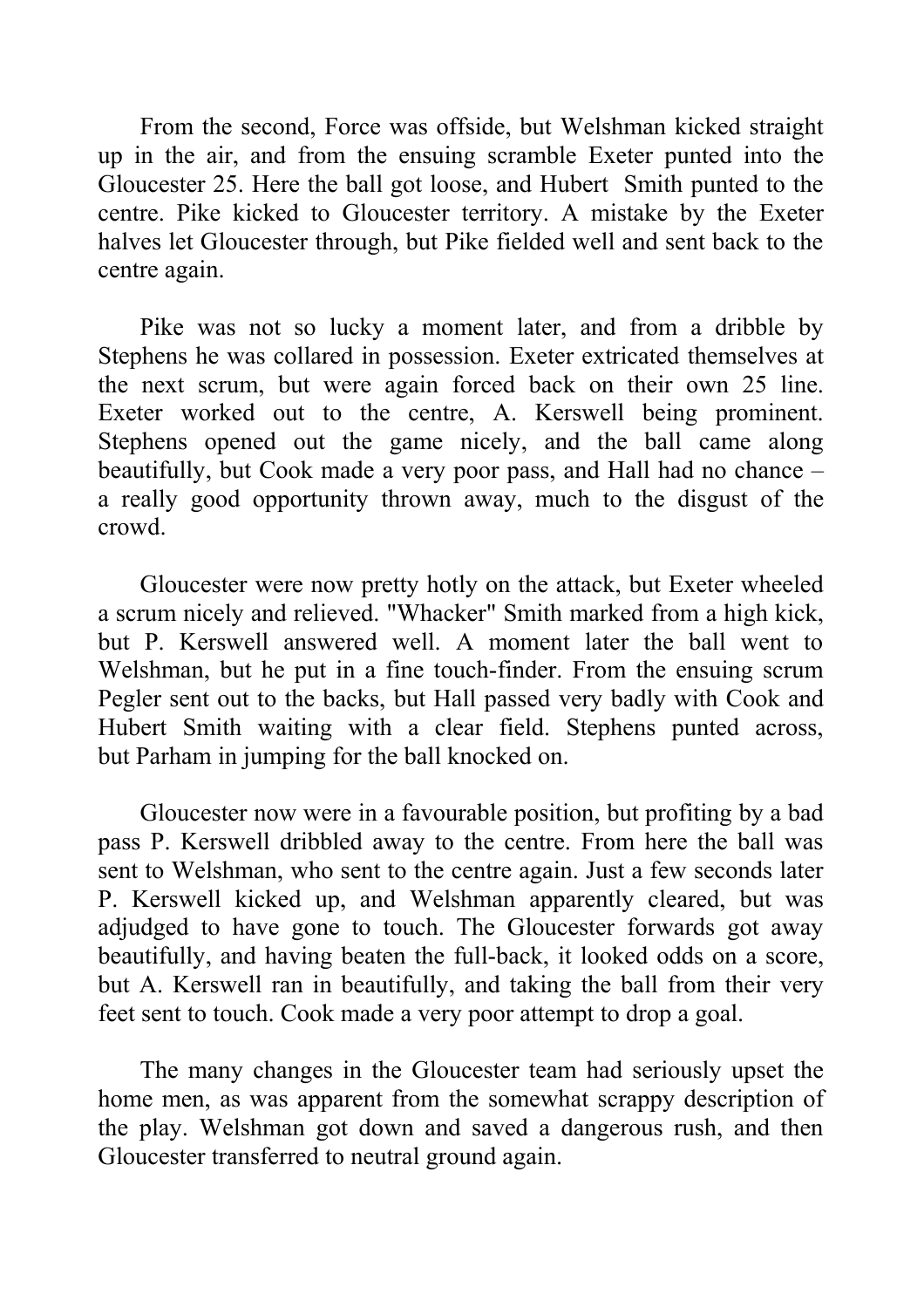From the second, Force was offside, but Welshman kicked straight up in the air, and from the ensuing scramble Exeter punted into the Gloucester 25. Here the ball got loose, and Hubert Smith punted to the centre. Pike kicked to Gloucester territory. A mistake by the Exeter halves let Gloucester through, but Pike fielded well and sent back to the centre again.

Pike was not so lucky a moment later, and from a dribble by Stephens he was collared in possession. Exeter extricated themselves at the next scrum, but were again forced back on their own 25 line. Exeter worked out to the centre, A. Kerswell being prominent. Stephens opened out the game nicely, and the ball came along beautifully, but Cook made a very poor pass, and Hall had no chance – a really good opportunity thrown away, much to the disgust of the crowd.

Gloucester were now pretty hotly on the attack, but Exeter wheeled a scrum nicely and relieved. "Whacker" Smith marked from a high kick, but P. Kerswell answered well. A moment later the ball went to Welshman, but he put in a fine touch-finder. From the ensuing scrum Pegler sent out to the backs, but Hall passed very badly with Cook and Hubert Smith waiting with a clear field. Stephens punted across, but Parham in jumping for the ball knocked on.

Gloucester now were in a favourable position, but profiting by a bad pass P. Kerswell dribbled away to the centre. From here the ball was sent to Welshman, who sent to the centre again. Just a few seconds later P. Kerswell kicked up, and Welshman apparently cleared, but was adjudged to have gone to touch. The Gloucester forwards got away beautifully, and having beaten the full-back, it looked odds on a score, but A. Kerswell ran in beautifully, and taking the ball from their very feet sent to touch. Cook made a very poor attempt to drop a goal.

The many changes in the Gloucester team had seriously upset the home men, as was apparent from the somewhat scrappy description of the play. Welshman got down and saved a dangerous rush, and then Gloucester transferred to neutral ground again.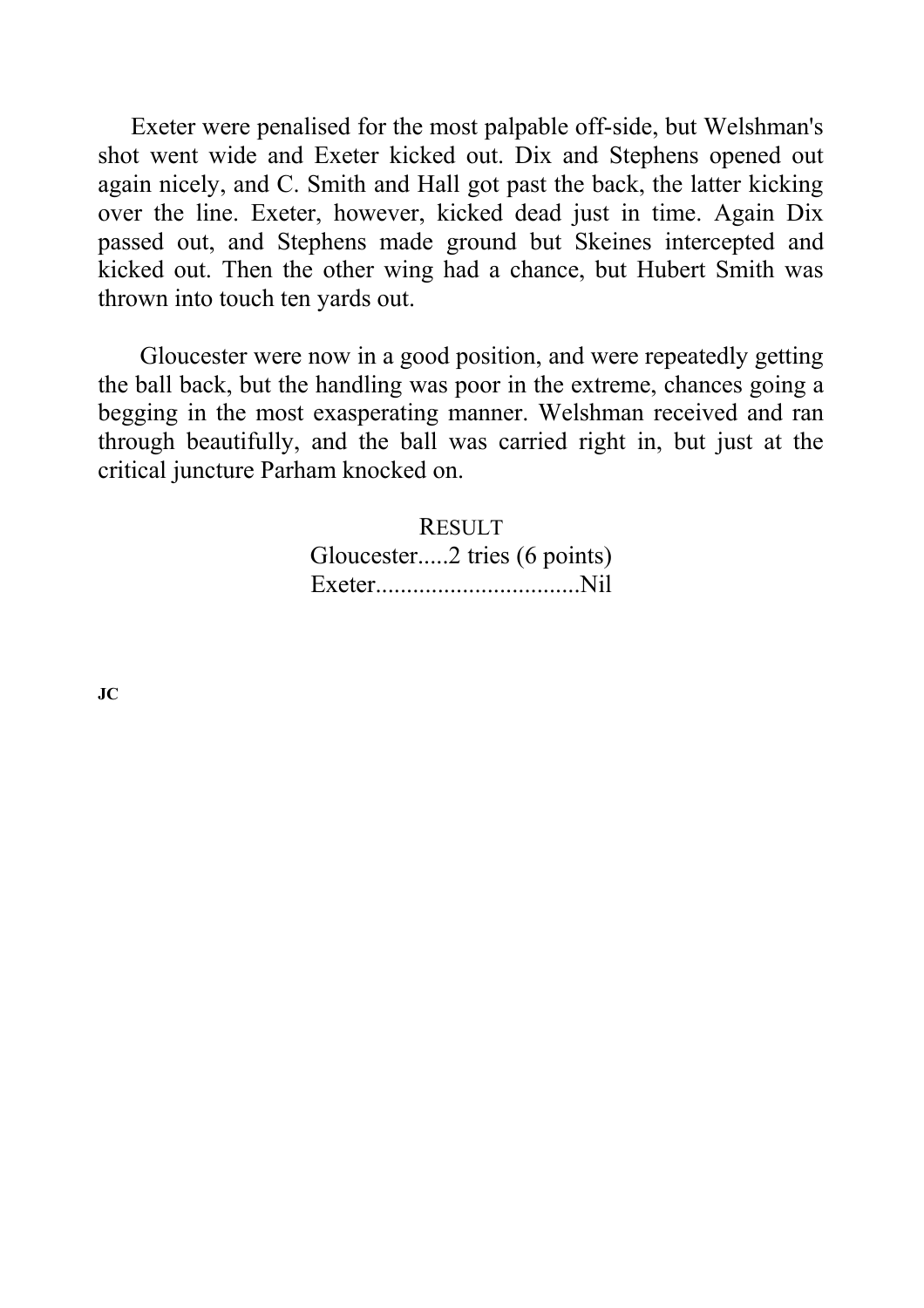Exeter were penalised for the most palpable off-side, but Welshman's shot went wide and Exeter kicked out. Dix and Stephens opened out again nicely, and C. Smith and Hall got past the back, the latter kicking over the line. Exeter, however, kicked dead just in time. Again Dix passed out, and Stephens made ground but Skeines intercepted and kicked out. Then the other wing had a chance, but Hubert Smith was thrown into touch ten yards out.

Gloucester were now in a good position, and were repeatedly getting the ball back, but the handling was poor in the extreme, chances going a begging in the most exasperating manner. Welshman received and ran through beautifully, and the ball was carried right in, but just at the critical juncture Parham knocked on.

RESULT

Gloucester.....2 tries (6 points)
Exeter.................................Nil

**JC**